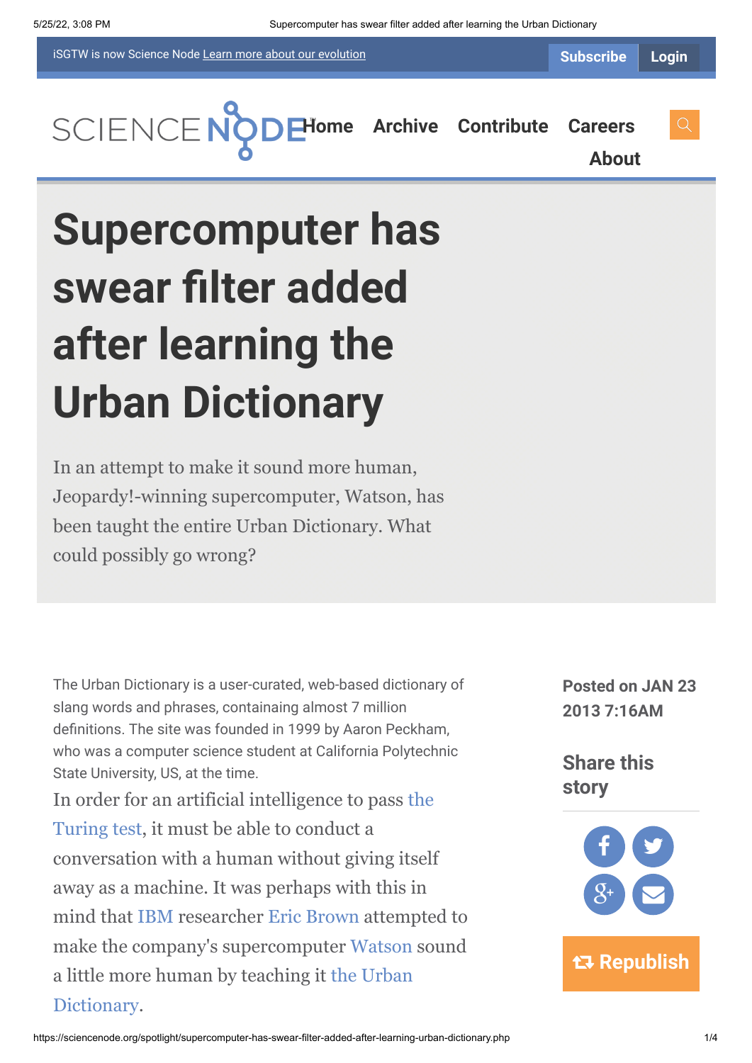iSGTW is now Science Node Learn more about our evolution

Subscribe Login

Home Archive Contribute Careers About

# Supercomputer has swear filter added after learning the Urban Dictionary

In an attempt to make it sound more human, Jeopardy!-winning supercomputer, Watson, has been taught the entire Urban Dictionary. What could possibly go wrong?

**Posted on JAN 23 2013 7:16AM**

**Share this story**

Republish

The Urban Dictionary is a user-curated, web-based dictionary of slang words and phrases, containaing almost 7 million definitions. The site was founded in 1999 by Aaron Peckham, who was a computer science student at California Polytechnic State University, US, at the time.

In order for an artificial intelligence to pass the Turing test, it must be able to conduct a conversation with a human without giving itself away as a machine. It was perhaps with this in mind that IBM researcher Eric Brown attempted to make the company's supercomputer Watson sound a little more human by teaching it the Urban Dictionary.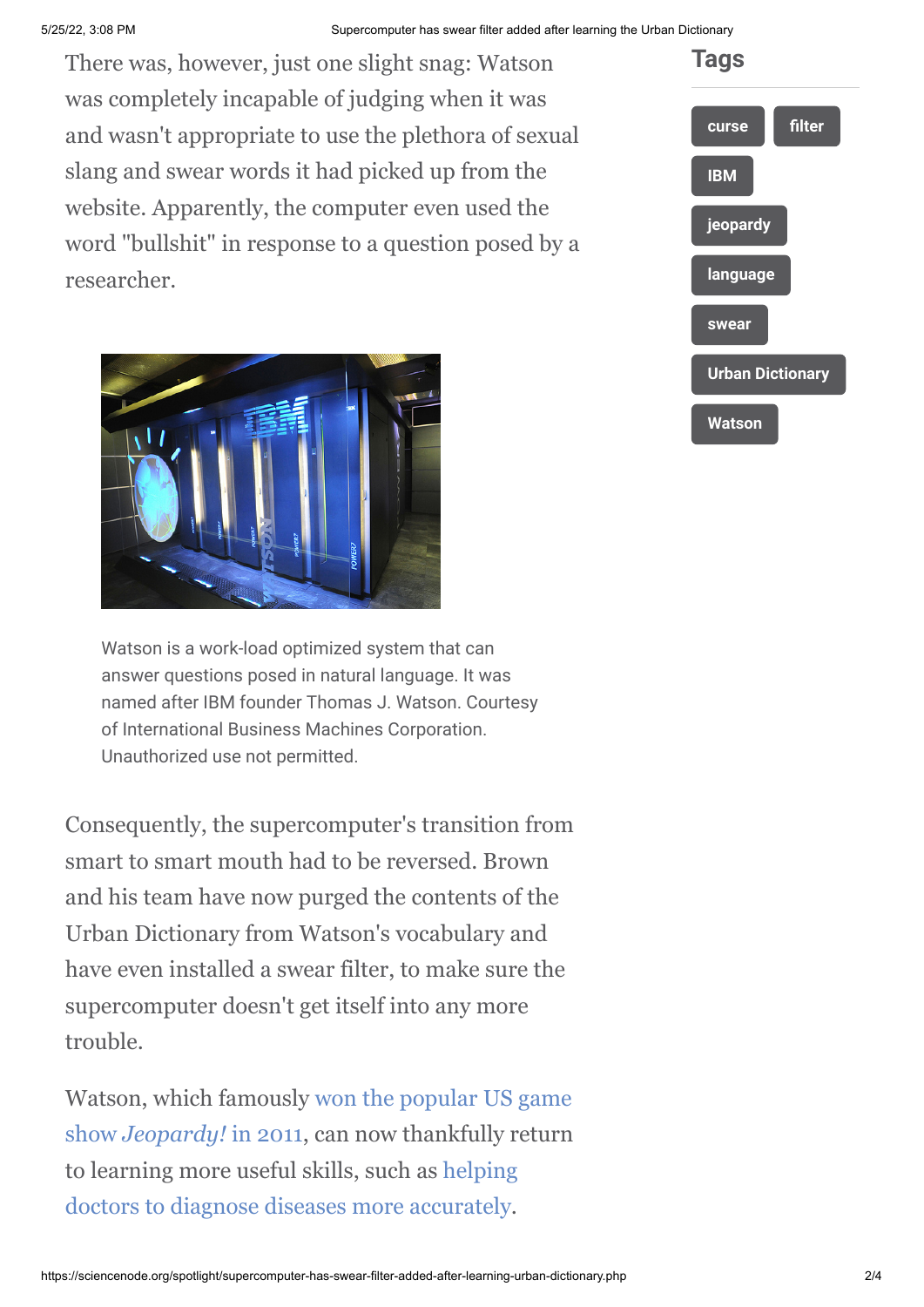There was, however, just one slight snag: Watson was completely incapable of judging when it was and wasn't appropriate to use the plethora of sexual slang and swear words it had picked up from the website. Apparently, the computer even used the word "bullshit" in response to a question posed by a researcher.

Watson is a work-load optimized system that can answer questions posed in natural language. It was named after IBM founder Thomas J. Watson. Courtesy of International Business Machines Corporation. Unauthorized use not permitted.

Consequently, the supercomputer's transition from smart to smart mouth had to be reversed. Brown and his team have now purged the contents of the Urban Dictionary from Watson's vocabulary and have even installed a swear filter, to make sure the supercomputer doesn't get itself into any more trouble.

Watson, which famously won the popular US game show *Jeopardy!* in 2011, can now thankfully return to learning more useful skills, such as helping doctors to diagnose diseases more accurately.

## Tags

curse
filter
IBM
jeopardy
language
swear
Urban Dictionary
Watson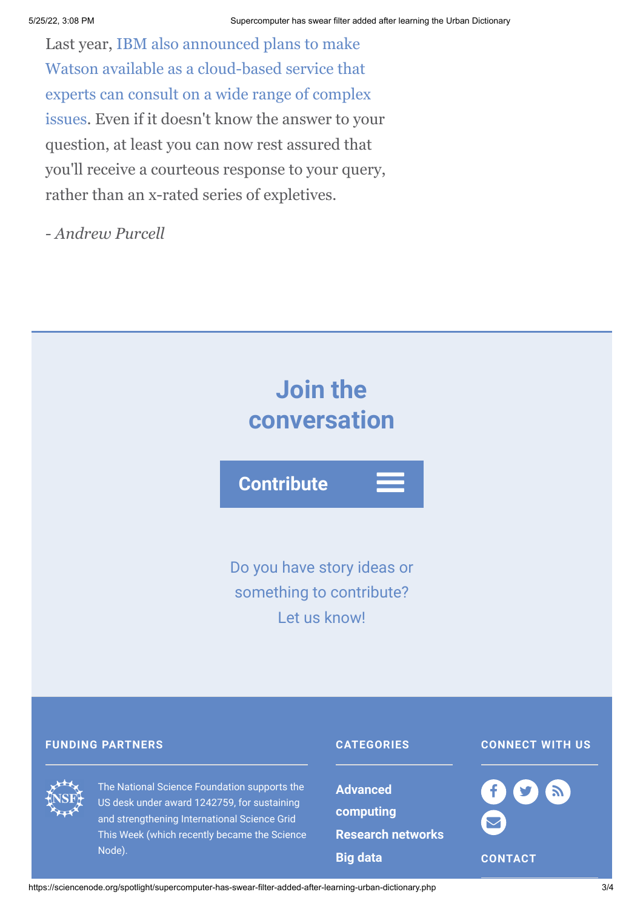Last year, IBM also announced plans to make Watson available as a cloud-based service that experts can consult on a wide range of complex issues. Even if it doesn't know the answer to your question, at least you can now rest assured that you'll receive a courteous response to your query, rather than an x-rated series of expletives.

*- Andrew Purcell*

## Join the conversation

**Contribute**

Do you have story ideas or something to contribute? Let us know!

**FUNDING PARTNERS**

The National Science Foundation supports the US desk under award 1242759, for sustaining and strengthening International Science Grid This Week (which recently became the Science Node).

**CATEGORIES**

**Advanced computing**

**Research networks**

**Big data**

**CONNECT WITH US**

**CONTACT**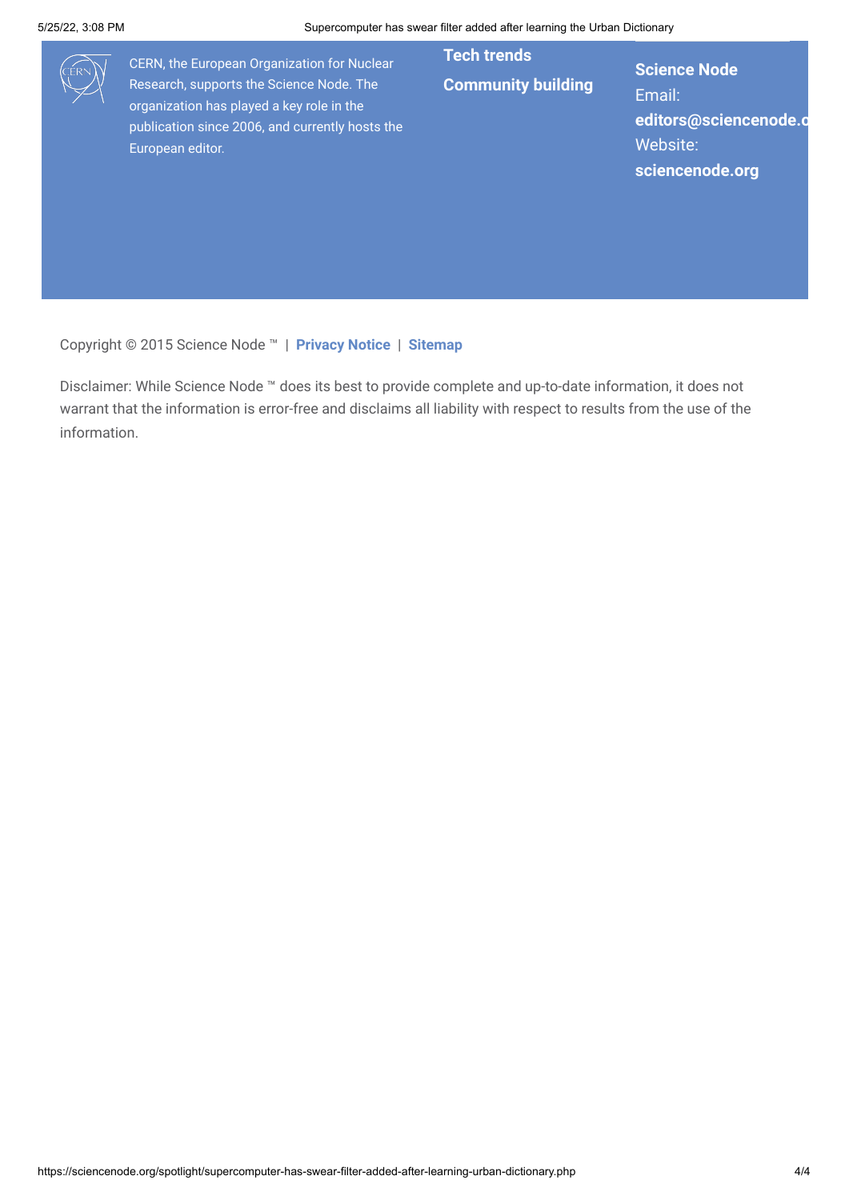CERN, the European Organization for Nuclear Research, supports the Science Node. The organization has played a key role in the publication since 2006, and currently hosts the European editor.

**Tech trends**

**Community building**

**Science Node**

Email:
**editors@sciencenode.o**

Website:
**sciencenode.org**

Copyright © 2015 Science Node ™ | **Privacy Notice** | **Sitemap**

Disclaimer: While Science Node ™ does its best to provide complete and up-to-date information, it does not warrant that the information is error-free and disclaims all liability with respect to results from the use of the information.